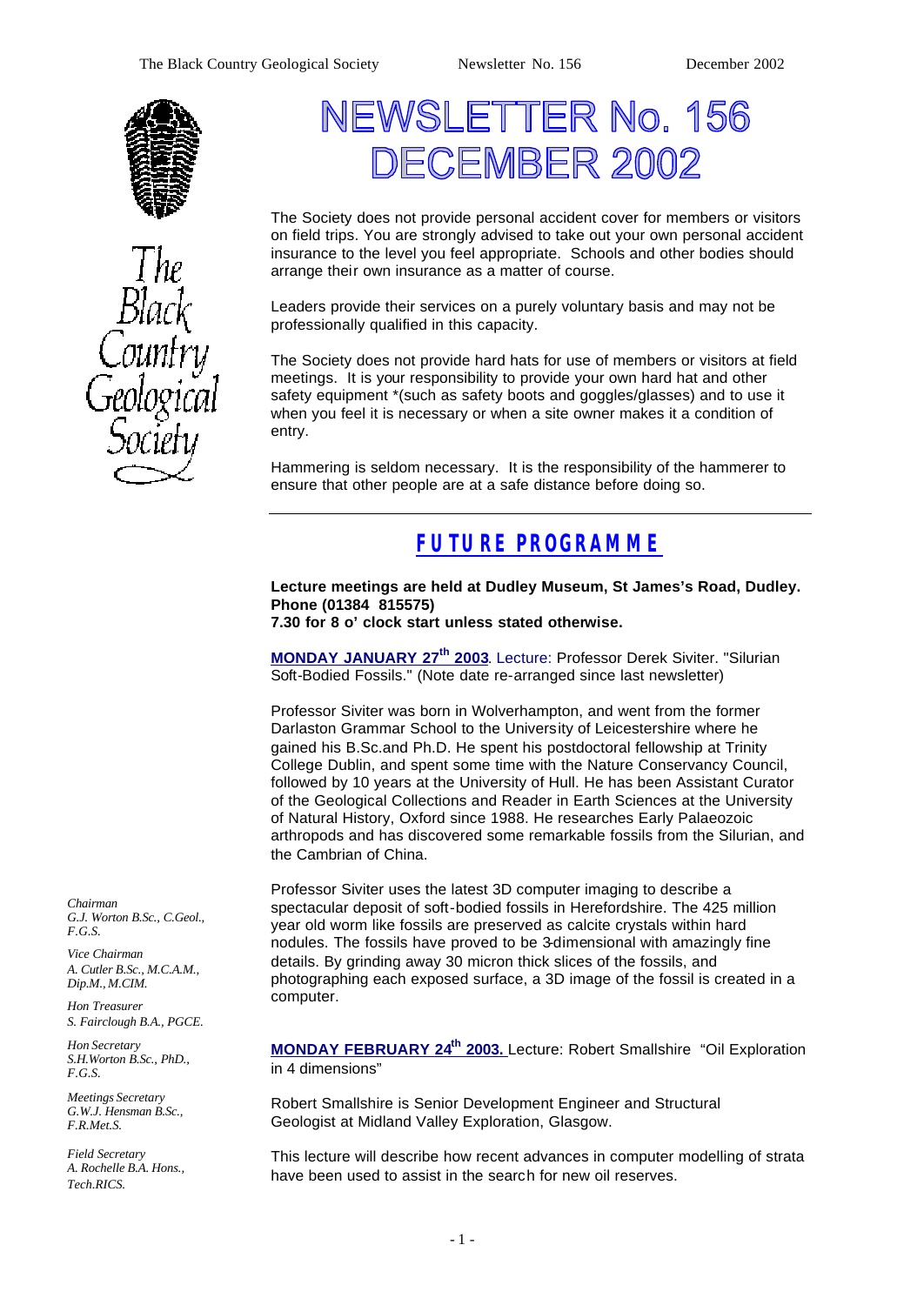# NEWSLETTER No. 156 DECEMBER 2002

The Society does not provide personal accident cover for members or visitors on field trips. You are strongly advised to take out your own personal accident insurance to the level you feel appropriate. Schools and other bodies should arrange their own insurance as a matter of course.

Leaders provide their services on a purely voluntary basis and may not be professionally qualified in this capacity.

The Society does not provide hard hats for use of members or visitors at field meetings. It is your responsibility to provide your own hard hat and other safety equipment *(such as safety boots and goggles/glasses) and to use it when you feel it is necessary or when a site owner makes it a condition of entry.

Hammering is seldom necessary. It is the responsibility of the hammerer to ensure that other people are at a safe distance before doing so.

---

## FUTURE PROGRAMME

**Lecture meetings are held at Dudley Museum, St James's Road, Dudley. Phone (01384 815575)**
**7.30 for 8 o' clock start unless stated otherwise.**

**MONDAY JANUARY 27th 2003**. Lecture: Professor Derek Siviter. "Silurian Soft-Bodied Fossils." (Note date re-arranged since last newsletter)

Professor Siviter was born in Wolverhampton, and went from the former Darlaston Grammar School to the University of Leicestershire where he gained his B.Sc.and Ph.D. He spent his postdoctoral fellowship at Trinity College Dublin, and spent some time with the Nature Conservancy Council, followed by 10 years at the University of Hull. He has been Assistant Curator of the Geological Collections and Reader in Earth Sciences at the University of Natural History, Oxford since 1988. He researches Early Palaeozoic arthropods and has discovered some remarkable fossils from the Silurian, and the Cambrian of China.

Professor Siviter uses the latest 3D computer imaging to describe a spectacular deposit of soft-bodied fossils in Herefordshire. The 425 million year old worm like fossils are preserved as calcite crystals within hard nodules. The fossils have proved to be 3-dimensional with amazingly fine details. By grinding away 30 micron thick slices of the fossils, and photographing each exposed surface, a 3D image of the fossil is created in a computer.

**MONDAY FEBRUARY 24th 2003.** Lecture: Robert Smallshire "Oil Exploration in 4 dimensions"

Robert Smallshire is Senior Development Engineer and Structural Geologist at Midland Valley Exploration, Glasgow.

This lecture will describe how recent advances in computer modelling of strata have been used to assist in the search for new oil reserves.

*Chairman*
*G.J. Worton B.Sc., C.Geol., F.G.S.*

*Vice Chairman*
*A. Cutler B.Sc., M.C.A.M., Dip.M., M.CIM.*

*Hon Treasurer*
*S. Fairclough B.A., PGCE.*

*Hon Secretary*
*S.H.Worton B.Sc., PhD., F.G.S.*

*Meetings Secretary*
*G.W.J. Hensman B.Sc., F.R.Met.S.*

*Field Secretary*
*A. Rochelle B.A. Hons., Tech.RICS.*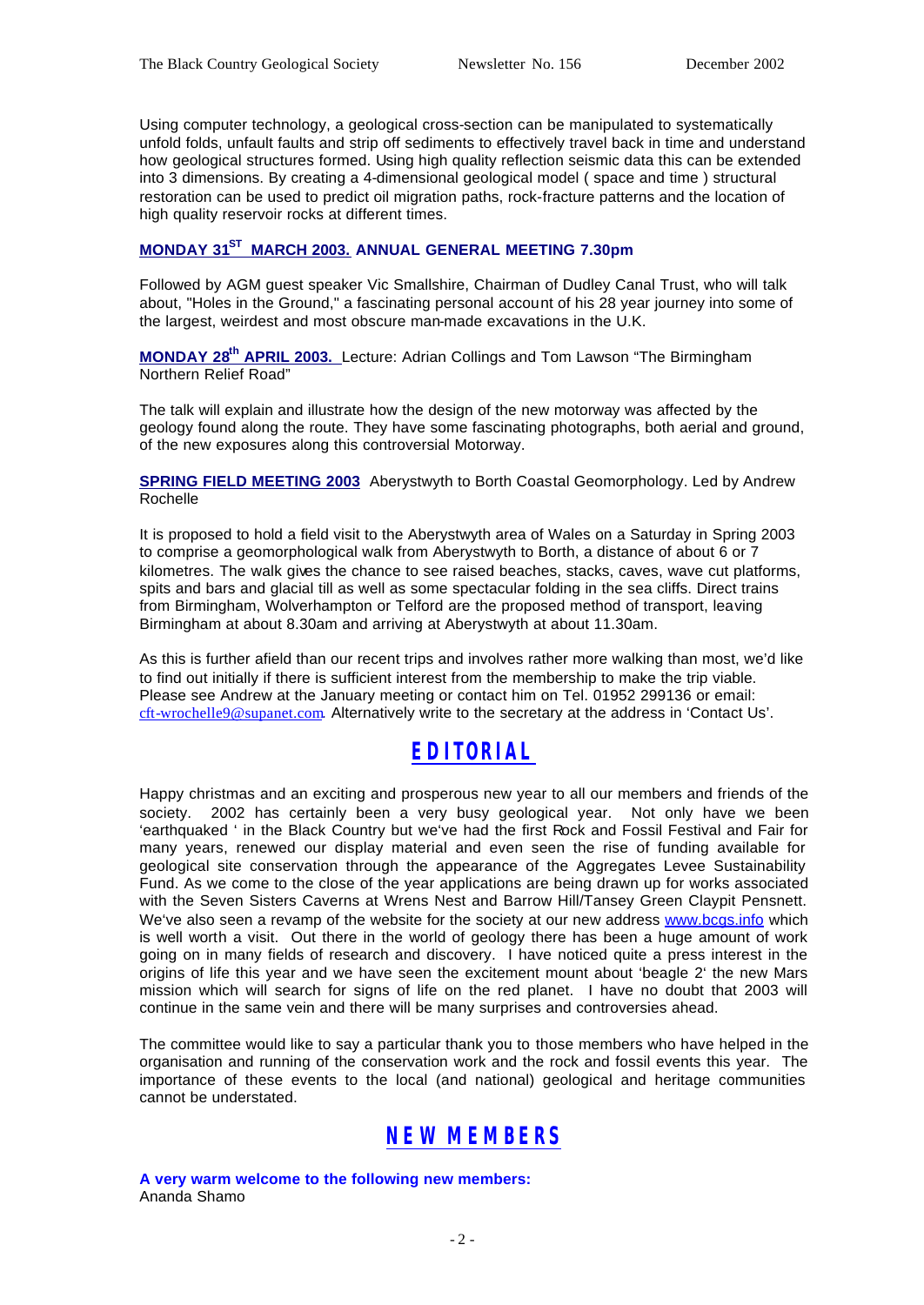Using computer technology, a geological cross-section can be manipulated to systematically unfold folds, unfault faults and strip off sediments to effectively travel back in time and understand how geological structures formed. Using high quality reflection seismic data this can be extended into 3 dimensions. By creating a 4-dimensional geological model ( space and time ) structural restoration can be used to predict oil migration paths, rock-fracture patterns and the location of high quality reservoir rocks at different times.

**MONDAY 31ST MARCH 2003. ANNUAL GENERAL MEETING 7.30pm**

Followed by AGM guest speaker Vic Smallshire, Chairman of Dudley Canal Trust, who will talk about, "Holes in the Ground," a fascinating personal account of his 28 year journey into some of the largest, weirdest and most obscure man-made excavations in the U.K.

**MONDAY 28th APRIL 2003.** Lecture: Adrian Collings and Tom Lawson "The Birmingham Northern Relief Road"

The talk will explain and illustrate how the design of the new motorway was affected by the geology found along the route. They have some fascinating photographs, both aerial and ground, of the new exposures along this controversial Motorway.

**SPRING FIELD MEETING 2003** Aberystwyth to Borth Coastal Geomorphology. Led by Andrew Rochelle

It is proposed to hold a field visit to the Aberystwyth area of Wales on a Saturday in Spring 2003 to comprise a geomorphological walk from Aberystwyth to Borth, a distance of about 6 or 7 kilometres. The walk gives the chance to see raised beaches, stacks, caves, wave cut platforms, spits and bars and glacial till as well as some spectacular folding in the sea cliffs. Direct trains from Birmingham, Wolverhampton or Telford are the proposed method of transport, leaving Birmingham at about 8.30am and arriving at Aberystwyth at about 11.30am.

As this is further afield than our recent trips and involves rather more walking than most, we'd like to find out initially if there is sufficient interest from the membership to make the trip viable. Please see Andrew at the January meeting or contact him on Tel. 01952 299136 or email: cft-wrochelle9@supanet.com. Alternatively write to the secretary at the address in 'Contact Us'.

## EDITORIAL

Happy christmas and an exciting and prosperous new year to all our members and friends of the society. 2002 has certainly been a very busy geological year. Not only have we been 'earthquaked ' in the Black Country but we've had the first Rock and Fossil Festival and Fair for many years, renewed our display material and even seen the rise of funding available for geological site conservation through the appearance of the Aggregates Levee Sustainability Fund. As we come to the close of the year applications are being drawn up for works associated with the Seven Sisters Caverns at Wrens Nest and Barrow Hill/Tansey Green Claypit Pensnett. We've also seen a revamp of the website for the society at our new address www.bcgs.info which is well worth a visit. Out there in the world of geology there has been a huge amount of work going on in many fields of research and discovery. I have noticed quite a press interest in the origins of life this year and we have seen the excitement mount about 'beagle 2' the new Mars mission which will search for signs of life on the red planet. I have no doubt that 2003 will continue in the same vein and there will be many surprises and controversies ahead.

The committee would like to say a particular thank you to those members who have helped in the organisation and running of the conservation work and the rock and fossil events this year. The importance of these events to the local (and national) geological and heritage communities cannot be understated.

## NEW MEMBERS

**A very warm welcome to the following new members:**
Ananda Shamo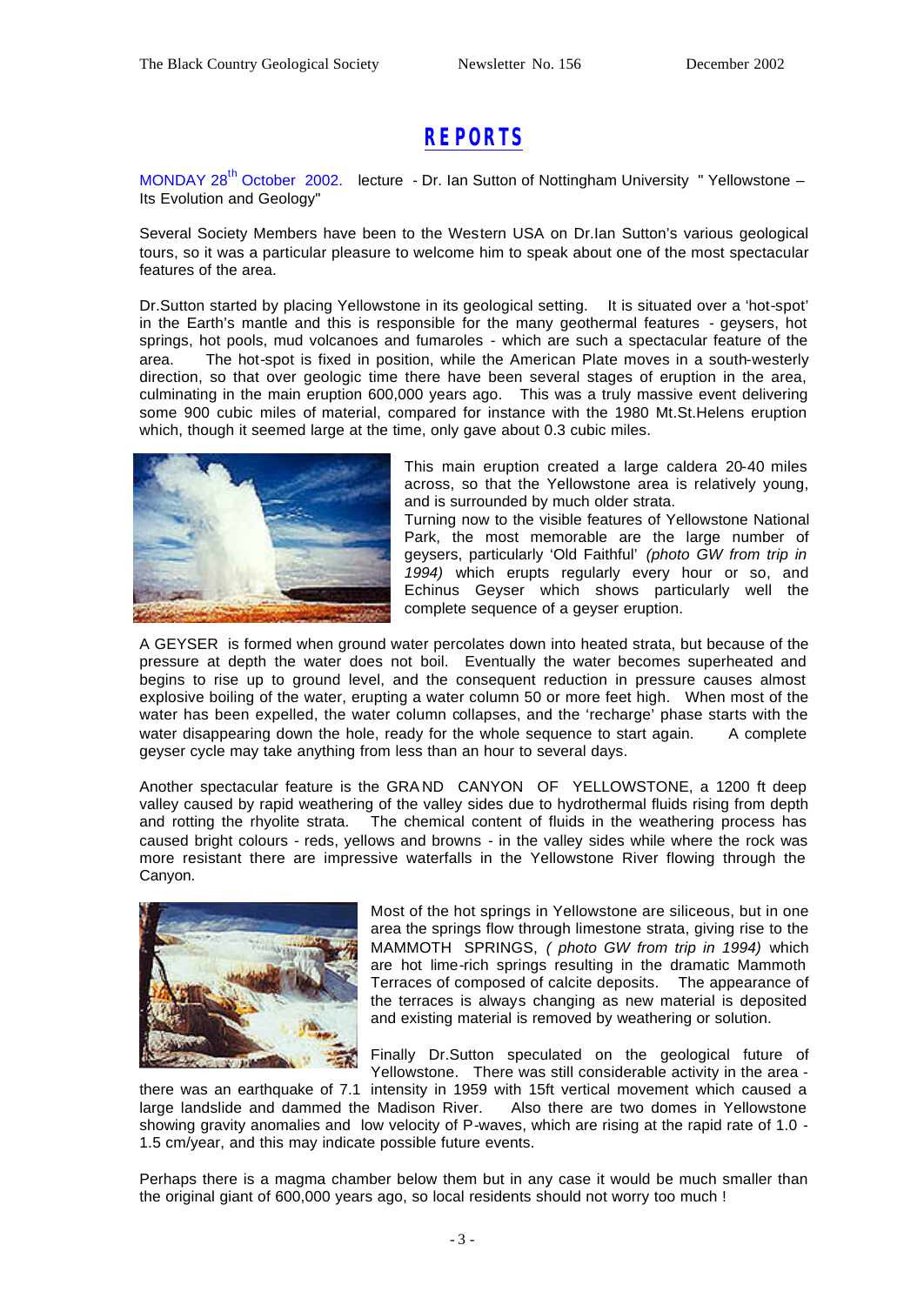# REPORTS

MONDAY 28th October 2002. lecture - Dr. Ian Sutton of Nottingham University " Yellowstone – Its Evolution and Geology"

Several Society Members have been to the Western USA on Dr.Ian Sutton's various geological tours, so it was a particular pleasure to welcome him to speak about one of the most spectacular features of the area.

Dr.Sutton started by placing Yellowstone in its geological setting. It is situated over a 'hot-spot' in the Earth's mantle and this is responsible for the many geothermal features - geysers, hot springs, hot pools, mud volcanoes and fumaroles - which are such a spectacular feature of the area. The hot-spot is fixed in position, while the American Plate moves in a south-westerly direction, so that over geologic time there have been several stages of eruption in the area, culminating in the main eruption 600,000 years ago. This was a truly massive event delivering some 900 cubic miles of material, compared for instance with the 1980 Mt.St.Helens eruption which, though it seemed large at the time, only gave about 0.3 cubic miles.

This main eruption created a large caldera 20-40 miles across, so that the Yellowstone area is relatively young, and is surrounded by much older strata.
Turning now to the visible features of Yellowstone National Park, the most memorable are the large number of geysers, particularly 'Old Faithful' *(photo GW from trip in 1994)* which erupts regularly every hour or so, and Echinus Geyser which shows particularly well the complete sequence of a geyser eruption.

A GEYSER is formed when ground water percolates down into heated strata, but because of the pressure at depth the water does not boil. Eventually the water becomes superheated and begins to rise up to ground level, and the consequent reduction in pressure causes almost explosive boiling of the water, erupting a water column 50 or more feet high. When most of the water has been expelled, the water column collapses, and the 'recharge' phase starts with the water disappearing down the hole, ready for the whole sequence to start again. A complete geyser cycle may take anything from less than an hour to several days.

Another spectacular feature is the GRAND CANYON OF YELLOWSTONE, a 1200 ft deep valley caused by rapid weathering of the valley sides due to hydrothermal fluids rising from depth and rotting the rhyolite strata. The chemical content of fluids in the weathering process has caused bright colours - reds, yellows and browns - in the valley sides while where the rock was more resistant there are impressive waterfalls in the Yellowstone River flowing through the Canyon.

Most of the hot springs in Yellowstone are siliceous, but in one area the springs flow through limestone strata, giving rise to the MAMMOTH SPRINGS, *( photo GW from trip in 1994)* which are hot lime-rich springs resulting in the dramatic Mammoth Terraces of composed of calcite deposits. The appearance of the terraces is always changing as new material is deposited and existing material is removed by weathering or solution.

Finally Dr.Sutton speculated on the geological future of Yellowstone. There was still considerable activity in the area - there was an earthquake of 7.1 intensity in 1959 with 15ft vertical movement which caused a large landslide and dammed the Madison River. Also there are two domes in Yellowstone showing gravity anomalies and low velocity of P-waves, which are rising at the rapid rate of 1.0 - 1.5 cm/year, and this may indicate possible future events.

Perhaps there is a magma chamber below them but in any case it would be much smaller than the original giant of 600,000 years ago, so local residents should not worry too much !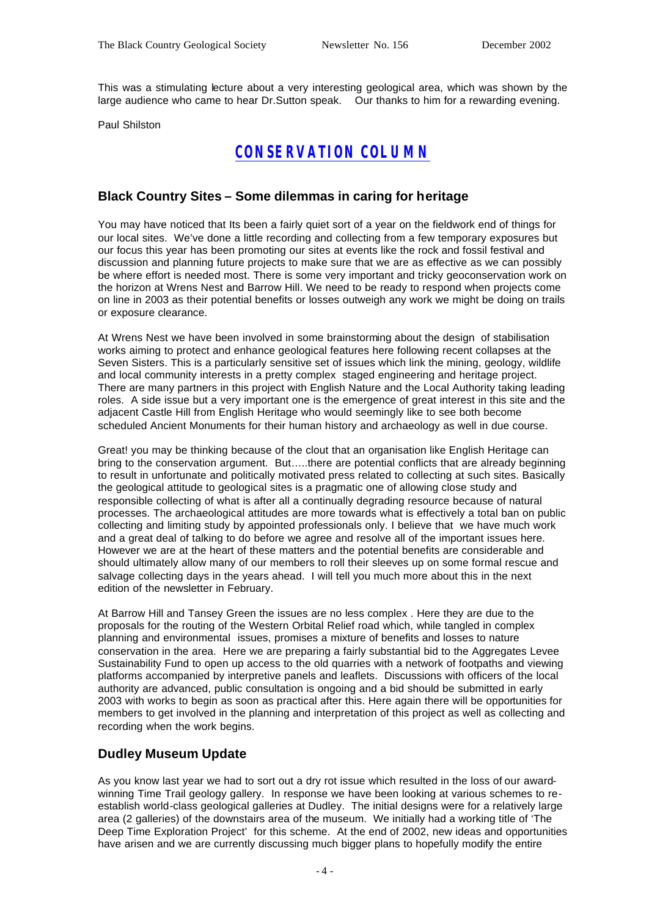This was a stimulating lecture about a very interesting geological area, which was shown by the large audience who came to hear Dr.Sutton speak. Our thanks to him for a rewarding evening.

Paul Shilston

# CONSERVATION COLUMN

## Black Country Sites – Some dilemmas in caring for heritage

You may have noticed that Its been a fairly quiet sort of a year on the fieldwork end of things for our local sites. We've done a little recording and collecting from a few temporary exposures but our focus this year has been promoting our sites at events like the rock and fossil festival and discussion and planning future projects to make sure that we are as effective as we can possibly be where effort is needed most. There is some very important and tricky geoconservation work on the horizon at Wrens Nest and Barrow Hill. We need to be ready to respond when projects come on line in 2003 as their potential benefits or losses outweigh any work we might be doing on trails or exposure clearance.

At Wrens Nest we have been involved in some brainstorming about the design of stabilisation works aiming to protect and enhance geological features here following recent collapses at the Seven Sisters. This is a particularly sensitive set of issues which link the mining, geology, wildlife and local community interests in a pretty complex staged engineering and heritage project. There are many partners in this project with English Nature and the Local Authority taking leading roles. A side issue but a very important one is the emergence of great interest in this site and the adjacent Castle Hill from English Heritage who would seemingly like to see both become scheduled Ancient Monuments for their human history and archaeology as well in due course.

Great! you may be thinking because of the clout that an organisation like English Heritage can bring to the conservation argument. But…..there are potential conflicts that are already beginning to result in unfortunate and politically motivated press related to collecting at such sites. Basically the geological attitude to geological sites is a pragmatic one of allowing close study and responsible collecting of what is after all a continually degrading resource because of natural processes. The archaeological attitudes are more towards what is effectively a total ban on public collecting and limiting study by appointed professionals only. I believe that we have much work and a great deal of talking to do before we agree and resolve all of the important issues here. However we are at the heart of these matters and the potential benefits are considerable and should ultimately allow many of our members to roll their sleeves up on some formal rescue and salvage collecting days in the years ahead. I will tell you much more about this in the next edition of the newsletter in February.

At Barrow Hill and Tansey Green the issues are no less complex . Here they are due to the proposals for the routing of the Western Orbital Relief road which, while tangled in complex planning and environmental issues, promises a mixture of benefits and losses to nature conservation in the area. Here we are preparing a fairly substantial bid to the Aggregates Levee Sustainability Fund to open up access to the old quarries with a network of footpaths and viewing platforms accompanied by interpretive panels and leaflets. Discussions with officers of the local authority are advanced, public consultation is ongoing and a bid should be submitted in early 2003 with works to begin as soon as practical after this. Here again there will be opportunities for members to get involved in the planning and interpretation of this project as well as collecting and recording when the work begins.

## Dudley Museum Update

As you know last year we had to sort out a dry rot issue which resulted in the loss of our award-winning Time Trail geology gallery. In response we have been looking at various schemes to re-establish world-class geological galleries at Dudley. The initial designs were for a relatively large area (2 galleries) of the downstairs area of the museum. We initially had a working title of 'The Deep Time Exploration Project' for this scheme. At the end of 2002, new ideas and opportunities have arisen and we are currently discussing much bigger plans to hopefully modify the entire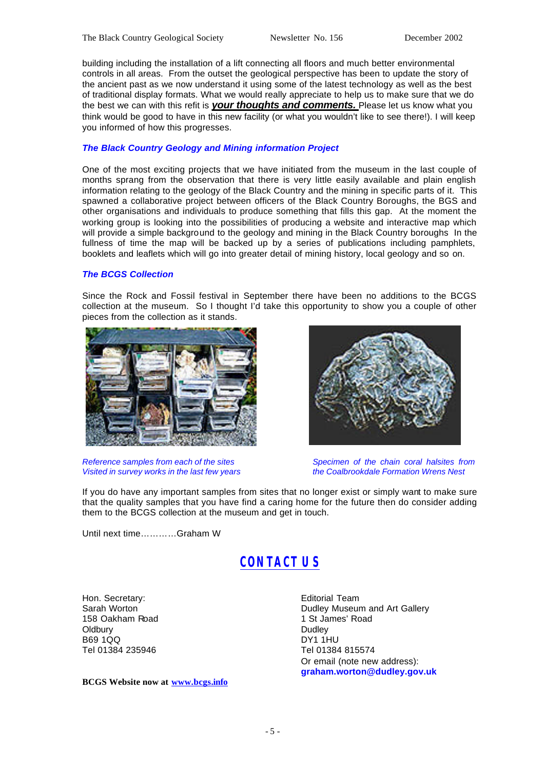building including the installation of a lift connecting all floors and much better environmental controls in all areas. From the outset the geological perspective has been to update the story of the ancient past as we now understand it using some of the latest technology as well as the best of traditional display formats. What we would really appreciate to help us to make sure that we do the best we can with this refit is ***your thoughts and comments.*** Please let us know what you think would be good to have in this new facility (or what you wouldn't like to see there!). I will keep you informed of how this progresses.

### *The Black Country Geology and Mining information Project*

One of the most exciting projects that we have initiated from the museum in the last couple of months sprang from the observation that there is very little easily available and plain english information relating to the geology of the Black Country and the mining in specific parts of it. This spawned a collaborative project between officers of the Black Country Boroughs, the BGS and other organisations and individuals to produce something that fills this gap. At the moment the working group is looking into the possibilities of producing a website and interactive map which will provide a simple background to the geology and mining in the Black Country boroughs In the fullness of time the map will be backed up by a series of publications including pamphlets, booklets and leaflets which will go into greater detail of mining history, local geology and so on.

### *The BCGS Collection*

Since the Rock and Fossil festival in September there have been no additions to the BCGS collection at the museum. So I thought I'd take this opportunity to show you a couple of other pieces from the collection as it stands.

*Reference samples from each of the sites Visited in survey works in the last few years*

*Specimen of the chain coral halsites from the Coalbrookdale Formation Wrens Nest*

If you do have any important samples from sites that no longer exist or simply want to make sure that the quality samples that you have find a caring home for the future then do consider adding them to the BCGS collection at the museum and get in touch.

Until next time…………Graham W

## CONTACT US

Hon. Secretary:
Sarah Worton
158 Oakham Road
Oldbury
B69 1QQ
Tel 01384 235946

Editorial Team
Dudley Museum and Art Gallery
1 St James' Road
Dudley
DY1 1HU
Tel 01384 815574
Or email (note new address):
**graham.worton@dudley.gov.uk**

**BCGS Website now at www.bcgs.info**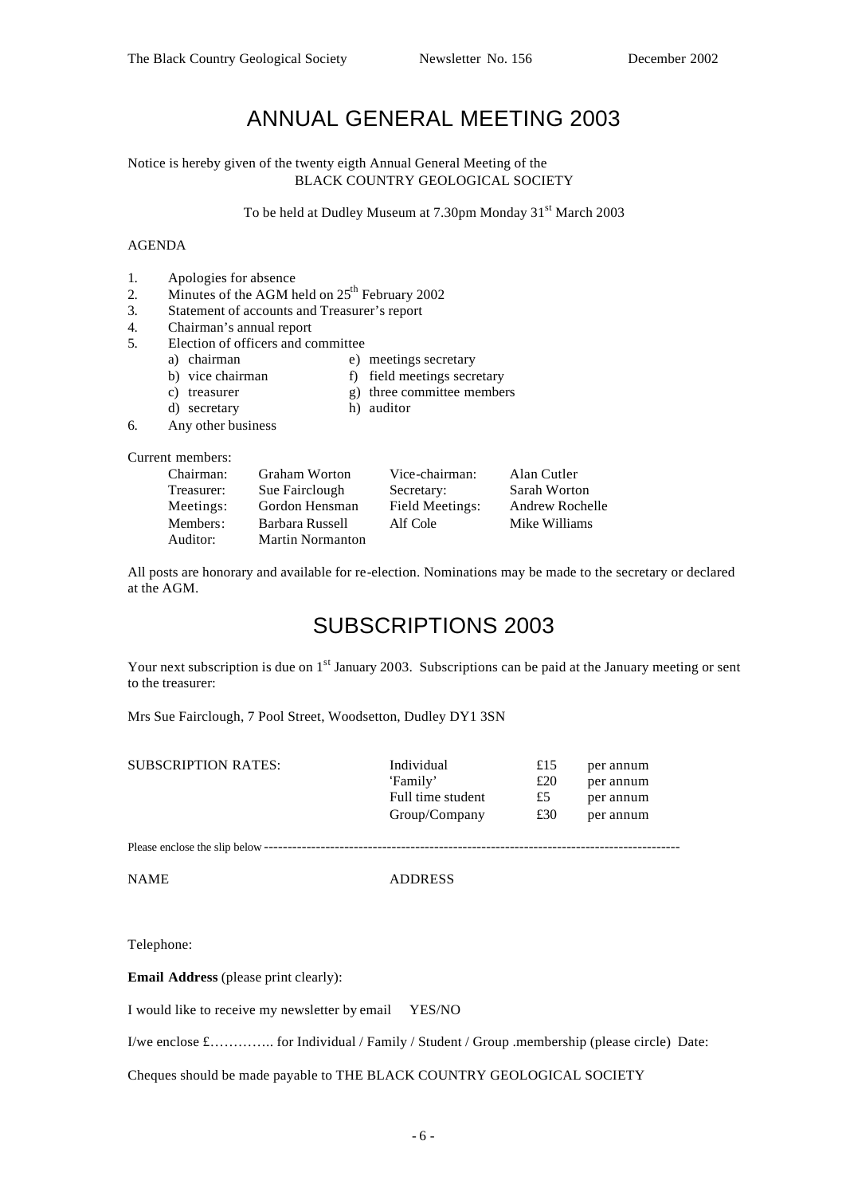# ANNUAL GENERAL MEETING 2003

Notice is hereby given of the twenty eigth Annual General Meeting of the BLACK COUNTRY GEOLOGICAL SOCIETY

To be held at Dudley Museum at 7.30pm Monday 31st March 2003

AGENDA

1. Apologies for absence
2. Minutes of the AGM held on 25th February 2002
3. Statement of accounts and Treasurer's report
4. Chairman's annual report
5. Election of officers and committee
   - a) chairman
   - b) vice chairman
   - c) treasurer
   - d) secretary
   - e) meetings secretary
   - f) field meetings secretary
   - g) three committee members
   - h) auditor
6. Any other business

Current members:

| | | | |
|---|---|---|---|
| Chairman: | Graham Worton | Vice-chairman: | Alan Cutler |
| Treasurer: | Sue Fairclough | Secretary: | Sarah Worton |
| Meetings: | Gordon Hensman | Field Meetings: | Andrew Rochelle |
| Members: | Barbara Russell | Alf Cole | Mike Williams |
| Auditor: | Martin Normanton | | |

All posts are honorary and available for re-election. Nominations may be made to the secretary or declared at the AGM.

# SUBSCRIPTIONS 2003

Your next subscription is due on 1st January 2003. Subscriptions can be paid at the January meeting or sent to the treasurer:

Mrs Sue Fairclough, 7 Pool Street, Woodsetton, Dudley DY1 3SN

SUBSCRIPTION RATES:

| | | |
|---|---|---|
| Individual | £15 | per annum |
| 'Family' | £20 | per annum |
| Full time student | £5 | per annum |
| Group/Company | £30 | per annum |

Please enclose the slip below ------------------------------------------------------------------------------------------

NAME

ADDRESS

Telephone:

**Email Address** (please print clearly):

I would like to receive my newsletter by email YES/NO

I/we enclose £………….. for Individual / Family / Student / Group .membership (please circle) Date:

Cheques should be made payable to THE BLACK COUNTRY GEOLOGICAL SOCIETY